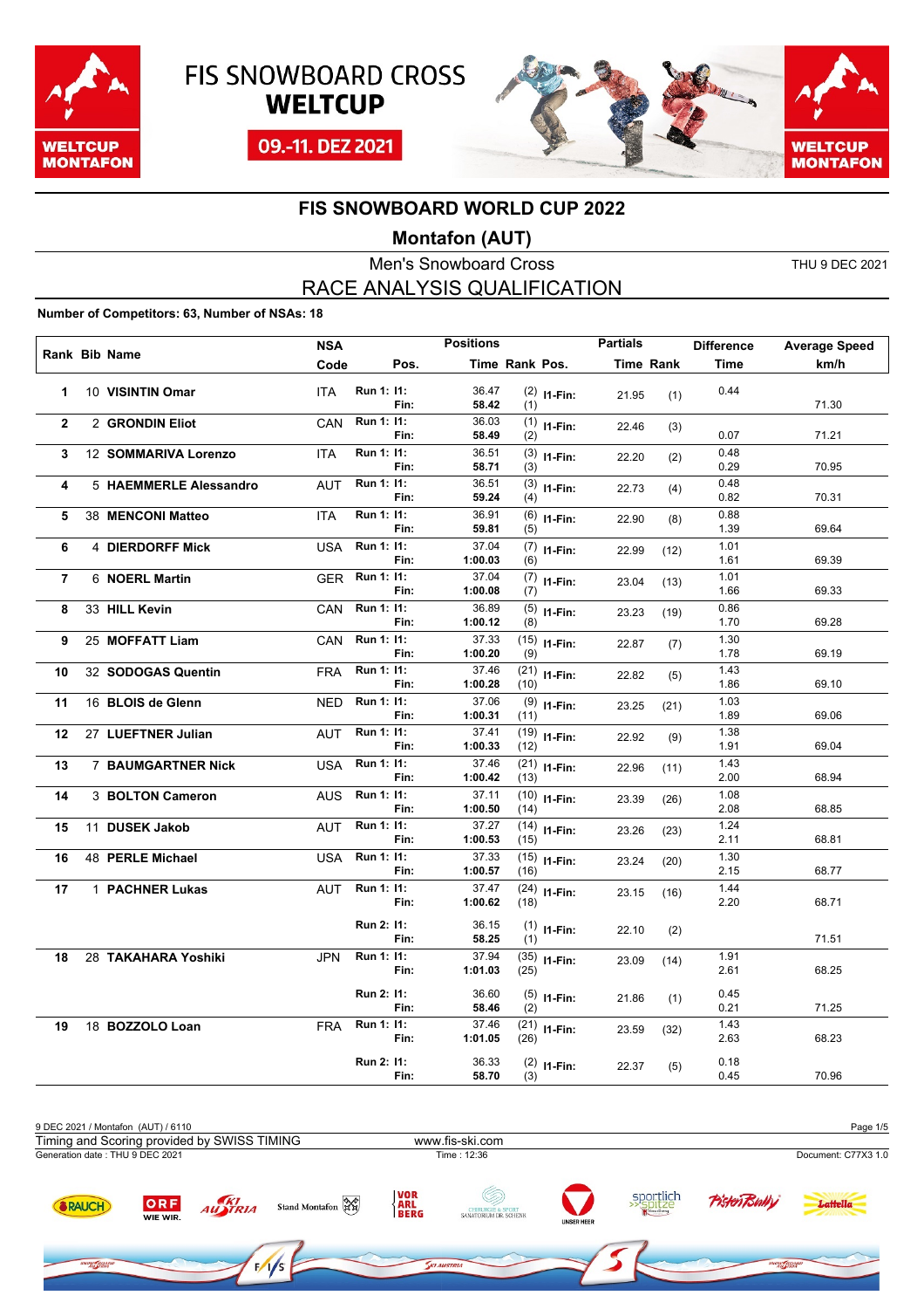# FIS SNOWBOARD CROSS WELTCUP

09.-11. DEZ 2021

## FIS SNOWBOARD WORLD CUP 2022

### Montafon (AUT)

Men's Snowboard Cross

THU 9 DEC 2021

## RACE ANALYSIS QUALIFICATION

**Number of Competitors: 63, Number of NSAs: 18**

| Rank | Bib | Name | NSA Code | Pos. | | Positions Time | Rank | Pos. | Partials Time | Rank | Difference Time | Average Speed km/h |
|---|---|---|---|---|---|---|---|---|---|---|---|---|
| 1 | 10 | **VISINTIN Omar** | ITA | Run 1: | I1: | 36.47 | (2) | I1-Fin: | 21.95 | (1) | 0.44 | |
| | | | | | Fin: | **58.42** | (1) | | | | | 71.30 |
| 2 | 2 | **GRONDIN Eliot** | CAN | Run 1: | I1: | 36.03 | (1) | I1-Fin: | 22.46 | (3) | | |
| | | | | | Fin: | **58.49** | (2) | | | | 0.07 | 71.21 |
| 3 | 12 | **SOMMARIVA Lorenzo** | ITA | Run 1: | I1: | 36.51 | (3) | I1-Fin: | 22.20 | (2) | 0.48 | |
| | | | | | Fin: | **58.71** | (3) | | | | 0.29 | 70.95 |
| 4 | 5 | **HAEMMERLE Alessandro** | AUT | Run 1: | I1: | 36.51 | (3) | I1-Fin: | 22.73 | (4) | 0.48 | |
| | | | | | Fin: | **59.24** | (4) | | | | 0.82 | 70.31 |
| 5 | 38 | **MENCONI Matteo** | ITA | Run 1: | I1: | 36.91 | (6) | I1-Fin: | 22.90 | (8) | 0.88 | |
| | | | | | Fin: | **59.81** | (5) | | | | 1.39 | 69.64 |
| 6 | 4 | **DIERDORFF Mick** | USA | Run 1: | I1: | 37.04 | (7) | I1-Fin: | 22.99 | (12) | 1.01 | |
| | | | | | Fin: | **1:00.03** | (6) | | | | 1.61 | 69.39 |
| 7 | 6 | **NOERL Martin** | GER | Run 1: | I1: | 37.04 | (7) | I1-Fin: | 23.04 | (13) | 1.01 | |
| | | | | | Fin: | **1:00.08** | (7) | | | | 1.66 | 69.33 |
| 8 | 33 | **HILL Kevin** | CAN | Run 1: | I1: | 36.89 | (5) | I1-Fin: | 23.23 | (19) | 0.86 | |
| | | | | | Fin: | **1:00.12** | (8) | | | | 1.70 | 69.28 |
| 9 | 25 | **MOFFATT Liam** | CAN | Run 1: | I1: | 37.33 | (15) | I1-Fin: | 22.87 | (7) | 1.30 | |
| | | | | | Fin: | **1:00.20** | (9) | | | | 1.78 | 69.19 |
| 10 | 32 | **SODOGAS Quentin** | FRA | Run 1: | I1: | 37.46 | (21) | I1-Fin: | 22.82 | (5) | 1.43 | |
| | | | | | Fin: | **1:00.28** | (10) | | | | 1.86 | 69.10 |
| 11 | 16 | **BLOIS de Glenn** | NED | Run 1: | I1: | 37.06 | (9) | I1-Fin: | 23.25 | (21) | 1.03 | |
| | | | | | Fin: | **1:00.31** | (11) | | | | 1.89 | 69.06 |
| 12 | 27 | **LUEFTNER Julian** | AUT | Run 1: | I1: | 37.41 | (19) | I1-Fin: | 22.92 | (9) | 1.38 | |
| | | | | | Fin: | **1:00.33** | (12) | | | | 1.91 | 69.04 |
| 13 | 7 | **BAUMGARTNER Nick** | USA | Run 1: | I1: | 37.46 | (21) | I1-Fin: | 22.96 | (11) | 1.43 | |
| | | | | | Fin: | **1:00.42** | (13) | | | | 2.00 | 68.94 |
| 14 | 3 | **BOLTON Cameron** | AUS | Run 1: | I1: | 37.11 | (10) | I1-Fin: | 23.39 | (26) | 1.08 | |
| | | | | | Fin: | **1:00.50** | (14) | | | | 2.08 | 68.85 |
| 15 | 11 | **DUSEK Jakob** | AUT | Run 1: | I1: | 37.27 | (14) | I1-Fin: | 23.26 | (23) | 1.24 | |
| | | | | | Fin: | **1:00.53** | (15) | | | | 2.11 | 68.81 |
| 16 | 48 | **PERLE Michael** | USA | Run 1: | I1: | 37.33 | (15) | I1-Fin: | 23.24 | (20) | 1.30 | |
| | | | | | Fin: | **1:00.57** | (16) | | | | 2.15 | 68.77 |
| 17 | 1 | **PACHNER Lukas** | AUT | Run 1: | I1: | 37.47 | (24) | I1-Fin: | 23.15 | (16) | 1.44 | |
| | | | | | Fin: | **1:00.62** | (18) | | | | 2.20 | 68.71 |
| | | | | Run 2: | I1: | 36.15 | (1) | I1-Fin: | 22.10 | (2) | | |
| | | | | | Fin: | **58.25** | (1) | | | | | 71.51 |
| 18 | 28 | **TAKAHARA Yoshiki** | JPN | Run 1: | I1: | 37.94 | (35) | I1-Fin: | 23.09 | (14) | 1.91 | |
| | | | | | Fin: | **1:01.03** | (25) | | | | 2.61 | 68.25 |
| | | | | Run 2: | I1: | 36.60 | (5) | I1-Fin: | 21.86 | (1) | 0.45 | |
| | | | | | Fin: | **58.46** | (2) | | | | 0.21 | 71.25 |
| 19 | 18 | **BOZZOLO Loan** | FRA | Run 1: | I1: | 37.46 | (21) | I1-Fin: | 23.59 | (32) | 1.43 | |
| | | | | | Fin: | **1:01.05** | (26) | | | | 2.63 | 68.23 |
| | | | | Run 2: | I1: | 36.33 | (2) | I1-Fin: | 22.37 | (5) | 0.18 | |
| | | | | | Fin: | **58.70** | (3) | | | | 0.45 | 70.96 |

9 DEC 2021 / Montafon (AUT) / 6110

Timing and Scoring provided by SWISS TIMING — www.fis-ski.com

Generation date : THU 9 DEC 2021 — Time : 12:36 — Document: C77X3 1.0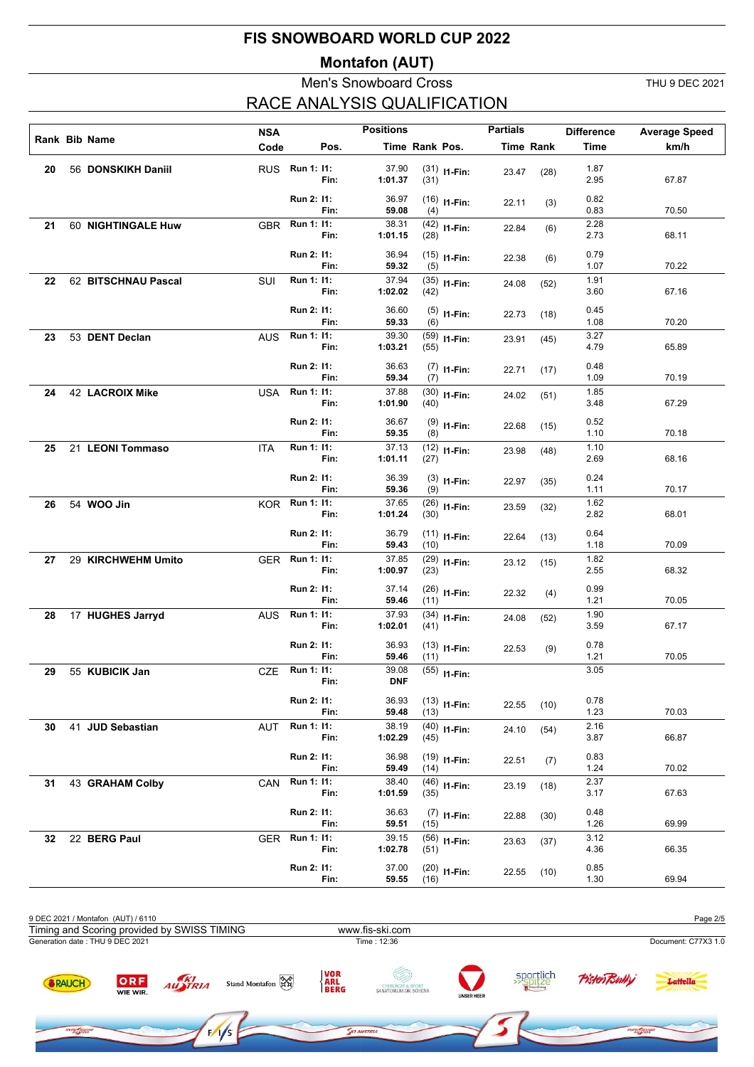# FIS SNOWBOARD WORLD CUP 2022

## Montafon (AUT)

### Men's Snowboard Cross

THU 9 DEC 2021

## RACE ANALYSIS QUALIFICATION

| Rank | Bib | Name | NSA Code | Run | Pos. | Positions Time | Positions Rank | Pos. | Partials Time | Partials Rank | Difference Time | Average Speed km/h |
|---|---|---|---|---|---|---|---|---|---|---|---|---|
| 20 | 56 | **DONSKIKH Daniil** | RUS | Run 1: | I1: | 37.90 | (31) | I1-Fin: | 23.47 | (28) | 1.87 | |
| | | | | | Fin: | **1:01.37** | (31) | | | | 2.95 | 67.87 |
| | | | | Run 2: | I1: | 36.97 | (16) | I1-Fin: | 22.11 | (3) | 0.82 | |
| | | | | | Fin: | **59.08** | (4) | | | | 0.83 | 70.50 |
| 21 | 60 | **NIGHTINGALE Huw** | GBR | Run 1: | I1: | 38.31 | (42) | I1-Fin: | 22.84 | (6) | 2.28 | |
| | | | | | Fin: | **1:01.15** | (28) | | | | 2.73 | 68.11 |
| | | | | Run 2: | I1: | 36.94 | (15) | I1-Fin: | 22.38 | (6) | 0.79 | |
| | | | | | Fin: | **59.32** | (5) | | | | 1.07 | 70.22 |
| 22 | 62 | **BITSCHNAU Pascal** | SUI | Run 1: | I1: | 37.94 | (35) | I1-Fin: | 24.08 | (52) | 1.91 | |
| | | | | | Fin: | **1:02.02** | (42) | | | | 3.60 | 67.16 |
| | | | | Run 2: | I1: | 36.60 | (5) | I1-Fin: | 22.73 | (18) | 0.45 | |
| | | | | | Fin: | **59.33** | (6) | | | | 1.08 | 70.20 |
| 23 | 53 | **DENT Declan** | AUS | Run 1: | I1: | 39.30 | (59) | I1-Fin: | 23.91 | (45) | 3.27 | |
| | | | | | Fin: | **1:03.21** | (55) | | | | 4.79 | 65.89 |
| | | | | Run 2: | I1: | 36.63 | (7) | I1-Fin: | 22.71 | (17) | 0.48 | |
| | | | | | Fin: | **59.34** | (7) | | | | 1.09 | 70.19 |
| 24 | 42 | **LACROIX Mike** | USA | Run 1: | I1: | 37.88 | (30) | I1-Fin: | 24.02 | (51) | 1.85 | |
| | | | | | Fin: | **1:01.90** | (40) | | | | 3.48 | 67.29 |
| | | | | Run 2: | I1: | 36.67 | (9) | I1-Fin: | 22.68 | (15) | 0.52 | |
| | | | | | Fin: | **59.35** | (8) | | | | 1.10 | 70.18 |
| 25 | 21 | **LEONI Tommaso** | ITA | Run 1: | I1: | 37.13 | (12) | I1-Fin: | 23.98 | (48) | 1.10 | |
| | | | | | Fin: | **1:01.11** | (27) | | | | 2.69 | 68.16 |
| | | | | Run 2: | I1: | 36.39 | (3) | I1-Fin: | 22.97 | (35) | 0.24 | |
| | | | | | Fin: | **59.36** | (9) | | | | 1.11 | 70.17 |
| 26 | 54 | **WOO Jin** | KOR | Run 1: | I1: | 37.65 | (26) | I1-Fin: | 23.59 | (32) | 1.62 | |
| | | | | | Fin: | **1:01.24** | (30) | | | | 2.82 | 68.01 |
| | | | | Run 2: | I1: | 36.79 | (11) | I1-Fin: | 22.64 | (13) | 0.64 | |
| | | | | | Fin: | **59.43** | (10) | | | | 1.18 | 70.09 |
| 27 | 29 | **KIRCHWEHM Umito** | GER | Run 1: | I1: | 37.85 | (29) | I1-Fin: | 23.12 | (15) | 1.82 | |
| | | | | | Fin: | **1:00.97** | (23) | | | | 2.55 | 68.32 |
| | | | | Run 2: | I1: | 37.14 | (26) | I1-Fin: | 22.32 | (4) | 0.99 | |
| | | | | | Fin: | **59.46** | (11) | | | | 1.21 | 70.05 |
| 28 | 17 | **HUGHES Jarryd** | AUS | Run 1: | I1: | 37.93 | (34) | I1-Fin: | 24.08 | (52) | 1.90 | |
| | | | | | Fin: | **1:02.01** | (41) | | | | 3.59 | 67.17 |
| | | | | Run 2: | I1: | 36.93 | (13) | I1-Fin: | 22.53 | (9) | 0.78 | |
| | | | | | Fin: | **59.46** | (11) | | | | 1.21 | 70.05 |
| 29 | 55 | **KUBICIK Jan** | CZE | Run 1: | I1: | 39.08 | (55) | I1-Fin: | | | 3.05 | |
| | | | | | Fin: | **DNF** | | | | | | |
| | | | | Run 2: | I1: | 36.93 | (13) | I1-Fin: | 22.55 | (10) | 0.78 | |
| | | | | | Fin: | **59.48** | (13) | | | | 1.23 | 70.03 |
| 30 | 41 | **JUD Sebastian** | AUT | Run 1: | I1: | 38.19 | (40) | I1-Fin: | 24.10 | (54) | 2.16 | |
| | | | | | Fin: | **1:02.29** | (45) | | | | 3.87 | 66.87 |
| | | | | Run 2: | I1: | 36.98 | (19) | I1-Fin: | 22.51 | (7) | 0.83 | |
| | | | | | Fin: | **59.49** | (14) | | | | 1.24 | 70.02 |
| 31 | 43 | **GRAHAM Colby** | CAN | Run 1: | I1: | 38.40 | (46) | I1-Fin: | 23.19 | (18) | 2.37 | |
| | | | | | Fin: | **1:01.59** | (35) | | | | 3.17 | 67.63 |
| | | | | Run 2: | I1: | 36.63 | (7) | I1-Fin: | 22.88 | (30) | 0.48 | |
| | | | | | Fin: | **59.51** | (15) | | | | 1.26 | 69.99 |
| 32 | 22 | **BERG Paul** | GER | Run 1: | I1: | 39.15 | (56) | I1-Fin: | 23.63 | (37) | 3.12 | |
| | | | | | Fin: | **1:02.78** | (51) | | | | 4.36 | 66.35 |
| | | | | Run 2: | I1: | 37.00 | (20) | I1-Fin: | 22.55 | (10) | 0.85 | |
| | | | | | Fin: | **59.55** | (16) | | | | 1.30 | 69.94 |

9 DEC 2021 / Montafon (AUT) / 6110

Timing and Scoring provided by SWISS TIMING — www.fis-ski.com

Generation date : THU 9 DEC 2021 — Time : 12:36 — Document: C77X3 1.0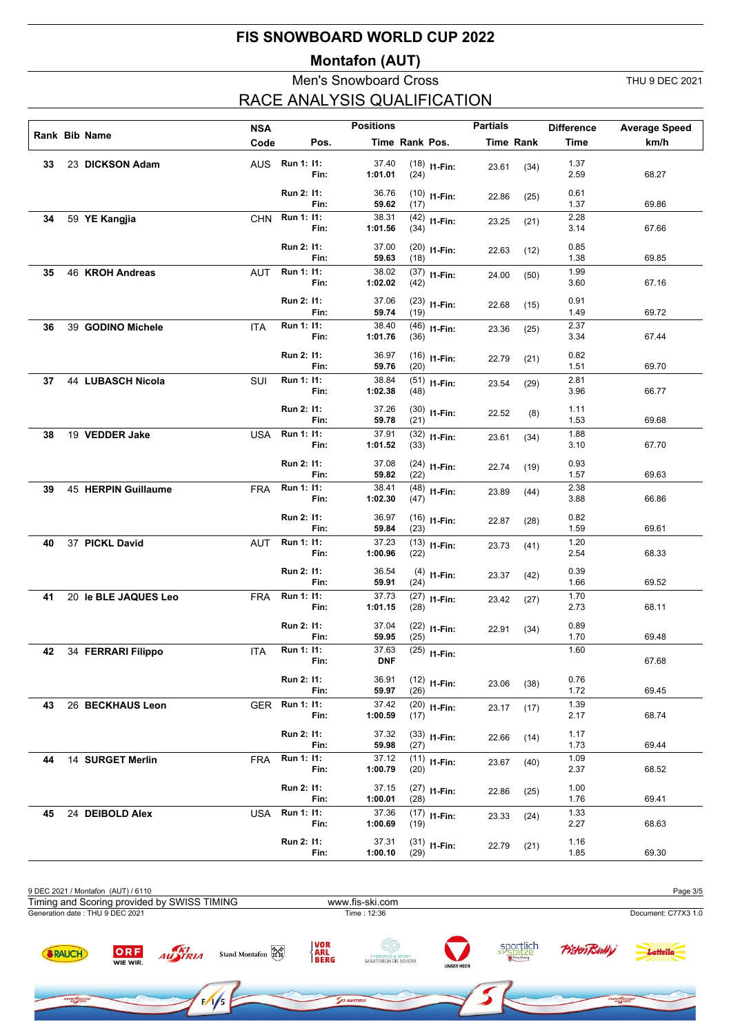# FIS SNOWBOARD WORLD CUP 2022

## Montafon (AUT)

### Men's Snowboard Cross

THU 9 DEC 2021

### RACE ANALYSIS QUALIFICATION

| Rank | Bib | Name | NSA Code | Pos. | | Positions Time | Rank | Pos. | Partials Time | Rank | Difference Time | Average Speed km/h |
|---|---|---|---|---|---|---|---|---|---|---|---|---|
| 33 | 23 | **DICKSON Adam** | AUS | Run 1: | I1: | 37.40 | (18) | I1-Fin: | 23.61 | (34) | 1.37 | |
| | | | | | Fin: | **1:01.01** | (24) | | | | 2.59 | 68.27 |
| | | | | Run 2: | I1: | 36.76 | (10) | I1-Fin: | 22.86 | (25) | 0.61 | |
| | | | | | Fin: | **59.62** | (17) | | | | 1.37 | 69.86 |
| 34 | 59 | **YE Kangjia** | CHN | Run 1: | I1: | 38.31 | (42) | I1-Fin: | 23.25 | (21) | 2.28 | |
| | | | | | Fin: | **1:01.56** | (34) | | | | 3.14 | 67.66 |
| | | | | Run 2: | I1: | 37.00 | (20) | I1-Fin: | 22.63 | (12) | 0.85 | |
| | | | | | Fin: | **59.63** | (18) | | | | 1.38 | 69.85 |
| 35 | 46 | **KROH Andreas** | AUT | Run 1: | I1: | 38.02 | (37) | I1-Fin: | 24.00 | (50) | 1.99 | |
| | | | | | Fin: | **1:02.02** | (42) | | | | 3.60 | 67.16 |
| | | | | Run 2: | I1: | 37.06 | (23) | I1-Fin: | 22.68 | (15) | 0.91 | |
| | | | | | Fin: | **59.74** | (19) | | | | 1.49 | 69.72 |
| 36 | 39 | **GODINO Michele** | ITA | Run 1: | I1: | 38.40 | (46) | I1-Fin: | 23.36 | (25) | 2.37 | |
| | | | | | Fin: | **1:01.76** | (36) | | | | 3.34 | 67.44 |
| | | | | Run 2: | I1: | 36.97 | (16) | I1-Fin: | 22.79 | (21) | 0.82 | |
| | | | | | Fin: | **59.76** | (20) | | | | 1.51 | 69.70 |
| 37 | 44 | **LUBASCH Nicola** | SUI | Run 1: | I1: | 38.84 | (51) | I1-Fin: | 23.54 | (29) | 2.81 | |
| | | | | | Fin: | **1:02.38** | (48) | | | | 3.96 | 66.77 |
| | | | | Run 2: | I1: | 37.26 | (30) | I1-Fin: | 22.52 | (8) | 1.11 | |
| | | | | | Fin: | **59.78** | (21) | | | | 1.53 | 69.68 |
| 38 | 19 | **VEDDER Jake** | USA | Run 1: | I1: | 37.91 | (32) | I1-Fin: | 23.61 | (34) | 1.88 | |
| | | | | | Fin: | **1:01.52** | (33) | | | | 3.10 | 67.70 |
| | | | | Run 2: | I1: | 37.08 | (24) | I1-Fin: | 22.74 | (19) | 0.93 | |
| | | | | | Fin: | **59.82** | (22) | | | | 1.57 | 69.63 |
| 39 | 45 | **HERPIN Guillaume** | FRA | Run 1: | I1: | 38.41 | (48) | I1-Fin: | 23.89 | (44) | 2.38 | |
| | | | | | Fin: | **1:02.30** | (47) | | | | 3.88 | 66.86 |
| | | | | Run 2: | I1: | 36.97 | (16) | I1-Fin: | 22.87 | (28) | 0.82 | |
| | | | | | Fin: | **59.84** | (23) | | | | 1.59 | 69.61 |
| 40 | 37 | **PICKL David** | AUT | Run 1: | I1: | 37.23 | (13) | I1-Fin: | 23.73 | (41) | 1.20 | |
| | | | | | Fin: | **1:00.96** | (22) | | | | 2.54 | 68.33 |
| | | | | Run 2: | I1: | 36.54 | (4) | I1-Fin: | 23.37 | (42) | 0.39 | |
| | | | | | Fin: | **59.91** | (24) | | | | 1.66 | 69.52 |
| 41 | 20 | **le BLE JAQUES Leo** | FRA | Run 1: | I1: | 37.73 | (27) | I1-Fin: | 23.42 | (27) | 1.70 | |
| | | | | | Fin: | **1:01.15** | (28) | | | | 2.73 | 68.11 |
| | | | | Run 2: | I1: | 37.04 | (22) | I1-Fin: | 22.91 | (34) | 0.89 | |
| | | | | | Fin: | **59.95** | (25) | | | | 1.70 | 69.48 |
| 42 | 34 | **FERRARI Filippo** | ITA | Run 1: | I1: | 37.63 | (25) | I1-Fin: | | | 1.60 | |
| | | | | | Fin: | **DNF** | | | | | | 67.68 |
| | | | | Run 2: | I1: | 36.91 | (12) | I1-Fin: | 23.06 | (38) | 0.76 | |
| | | | | | Fin: | **59.97** | (26) | | | | 1.72 | 69.45 |
| 43 | 26 | **BECKHAUS Leon** | GER | Run 1: | I1: | 37.42 | (20) | I1-Fin: | 23.17 | (17) | 1.39 | |
| | | | | | Fin: | **1:00.59** | (17) | | | | 2.17 | 68.74 |
| | | | | Run 2: | I1: | 37.32 | (33) | I1-Fin: | 22.66 | (14) | 1.17 | |
| | | | | | Fin: | **59.98** | (27) | | | | 1.73 | 69.44 |
| 44 | 14 | **SURGET Merlin** | FRA | Run 1: | I1: | 37.12 | (11) | I1-Fin: | 23.67 | (40) | 1.09 | |
| | | | | | Fin: | **1:00.79** | (20) | | | | 2.37 | 68.52 |
| | | | | Run 2: | I1: | 37.15 | (27) | I1-Fin: | 22.86 | (25) | 1.00 | |
| | | | | | Fin: | **1:00.01** | (28) | | | | 1.76 | 69.41 |
| 45 | 24 | **DEIBOLD Alex** | USA | Run 1: | I1: | 37.36 | (17) | I1-Fin: | 23.33 | (24) | 1.33 | |
| | | | | | Fin: | **1:00.69** | (19) | | | | 2.27 | 68.63 |
| | | | | Run 2: | I1: | 37.31 | (31) | I1-Fin: | 22.79 | (21) | 1.16 | |
| | | | | | Fin: | **1:00.10** | (29) | | | | 1.85 | 69.30 |

9 DEC 2021 / Montafon (AUT) / 6110

Timing and Scoring provided by SWISS TIMING — www.fis-ski.com

Generation date : THU 9 DEC 2021 — Time : 12:36 — Document: C77X3 1.0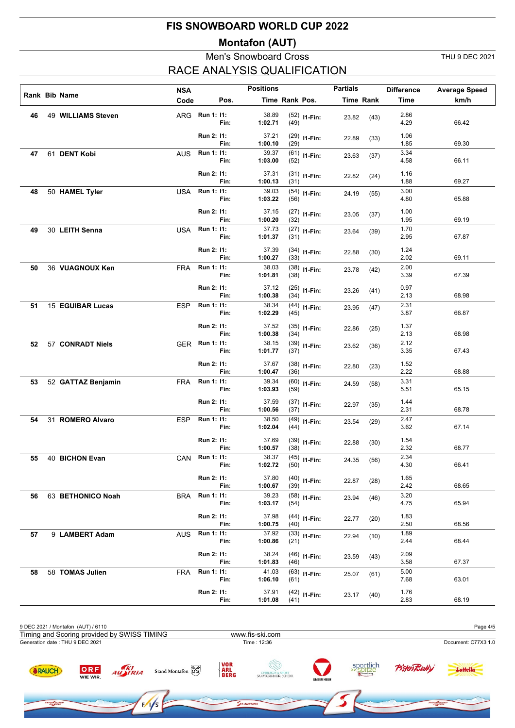# FIS SNOWBOARD WORLD CUP 2022

## Montafon (AUT)

### Men's Snowboard Cross

THU 9 DEC 2021

### RACE ANALYSIS QUALIFICATION

| Rank | Bib | Name | NSA Code | | Pos. | Positions Time | Rank | Pos. | Partials Time | Rank | Difference Time | Average Speed km/h |
|---|---|---|---|---|---|---|---|---|---|---|---|---|
| 46 | 49 | **WILLIAMS Steven** | ARG | Run 1: | I1: | 38.89 | (52) | I1-Fin: | 23.82 | (43) | 2.86 | |
| | | | | | Fin: | **1:02.71** | (49) | | | | 4.29 | 66.42 |
| | | | | Run 2: | I1: | 37.21 | (29) | I1-Fin: | 22.89 | (33) | 1.06 | |
| | | | | | Fin: | **1:00.10** | (29) | | | | 1.85 | 69.30 |
| 47 | 61 | **DENT Kobi** | AUS | Run 1: | I1: | 39.37 | (61) | I1-Fin: | 23.63 | (37) | 3.34 | |
| | | | | | Fin: | **1:03.00** | (52) | | | | 4.58 | 66.11 |
| | | | | Run 2: | I1: | 37.31 | (31) | I1-Fin: | 22.82 | (24) | 1.16 | |
| | | | | | Fin: | **1:00.13** | (31) | | | | 1.88 | 69.27 |
| 48 | 50 | **HAMEL Tyler** | USA | Run 1: | I1: | 39.03 | (54) | I1-Fin: | 24.19 | (55) | 3.00 | |
| | | | | | Fin: | **1:03.22** | (56) | | | | 4.80 | 65.88 |
| | | | | Run 2: | I1: | 37.15 | (27) | I1-Fin: | 23.05 | (37) | 1.00 | |
| | | | | | Fin: | **1:00.20** | (32) | | | | 1.95 | 69.19 |
| 49 | 30 | **LEITH Senna** | USA | Run 1: | I1: | 37.73 | (27) | I1-Fin: | 23.64 | (39) | 1.70 | |
| | | | | | Fin: | **1:01.37** | (31) | | | | 2.95 | 67.87 |
| | | | | Run 2: | I1: | 37.39 | (34) | I1-Fin: | 22.88 | (30) | 1.24 | |
| | | | | | Fin: | **1:00.27** | (33) | | | | 2.02 | 69.11 |
| 50 | 36 | **VUAGNOUX Ken** | FRA | Run 1: | I1: | 38.03 | (38) | I1-Fin: | 23.78 | (42) | 2.00 | |
| | | | | | Fin: | **1:01.81** | (38) | | | | 3.39 | 67.39 |
| | | | | Run 2: | I1: | 37.12 | (25) | I1-Fin: | 23.26 | (41) | 0.97 | |
| | | | | | Fin: | **1:00.38** | (34) | | | | 2.13 | 68.98 |
| 51 | 15 | **EGUIBAR Lucas** | ESP | Run 1: | I1: | 38.34 | (44) | I1-Fin: | 23.95 | (47) | 2.31 | |
| | | | | | Fin: | **1:02.29** | (45) | | | | 3.87 | 66.87 |
| | | | | Run 2: | I1: | 37.52 | (35) | I1-Fin: | 22.86 | (25) | 1.37 | |
| | | | | | Fin: | **1:00.38** | (34) | | | | 2.13 | 68.98 |
| 52 | 57 | **CONRADT Niels** | GER | Run 1: | I1: | 38.15 | (39) | I1-Fin: | 23.62 | (36) | 2.12 | |
| | | | | | Fin: | **1:01.77** | (37) | | | | 3.35 | 67.43 |
| | | | | Run 2: | I1: | 37.67 | (38) | I1-Fin: | 22.80 | (23) | 1.52 | |
| | | | | | Fin: | **1:00.47** | (36) | | | | 2.22 | 68.88 |
| 53 | 52 | **GATTAZ Benjamin** | FRA | Run 1: | I1: | 39.34 | (60) | I1-Fin: | 24.59 | (58) | 3.31 | |
| | | | | | Fin: | **1:03.93** | (59) | | | | 5.51 | 65.15 |
| | | | | Run 2: | I1: | 37.59 | (37) | I1-Fin: | 22.97 | (35) | 1.44 | |
| | | | | | Fin: | **1:00.56** | (37) | | | | 2.31 | 68.78 |
| 54 | 31 | **ROMERO Alvaro** | ESP | Run 1: | I1: | 38.50 | (49) | I1-Fin: | 23.54 | (29) | 2.47 | |
| | | | | | Fin: | **1:02.04** | (44) | | | | 3.62 | 67.14 |
| | | | | Run 2: | I1: | 37.69 | (39) | I1-Fin: | 22.88 | (30) | 1.54 | |
| | | | | | Fin: | **1:00.57** | (38) | | | | 2.32 | 68.77 |
| 55 | 40 | **BICHON Evan** | CAN | Run 1: | I1: | 38.37 | (45) | I1-Fin: | 24.35 | (56) | 2.34 | |
| | | | | | Fin: | **1:02.72** | (50) | | | | 4.30 | 66.41 |
| | | | | Run 2: | I1: | 37.80 | (40) | I1-Fin: | 22.87 | (28) | 1.65 | |
| | | | | | Fin: | **1:00.67** | (39) | | | | 2.42 | 68.65 |
| 56 | 63 | **BETHONICO Noah** | BRA | Run 1: | I1: | 39.23 | (58) | I1-Fin: | 23.94 | (46) | 3.20 | |
| | | | | | Fin: | **1:03.17** | (54) | | | | 4.75 | 65.94 |
| | | | | Run 2: | I1: | 37.98 | (44) | I1-Fin: | 22.77 | (20) | 1.83 | |
| | | | | | Fin: | **1:00.75** | (40) | | | | 2.50 | 68.56 |
| 57 | 9 | **LAMBERT Adam** | AUS | Run 1: | I1: | 37.92 | (33) | I1-Fin: | 22.94 | (10) | 1.89 | |
| | | | | | Fin: | **1:00.86** | (21) | | | | 2.44 | 68.44 |
| | | | | Run 2: | I1: | 38.24 | (46) | I1-Fin: | 23.59 | (43) | 2.09 | |
| | | | | | Fin: | **1:01.83** | (46) | | | | 3.58 | 67.37 |
| 58 | 58 | **TOMAS Julien** | FRA | Run 1: | I1: | 41.03 | (63) | I1-Fin: | 25.07 | (61) | 5.00 | |
| | | | | | Fin: | **1:06.10** | (61) | | | | 7.68 | 63.01 |
| | | | | Run 2: | I1: | 37.91 | (42) | I1-Fin: | 23.17 | (40) | 1.76 | |
| | | | | | Fin: | **1:01.08** | (41) | | | | 2.83 | 68.19 |

9 DEC 2021 / Montafon (AUT) / 6110

Timing and Scoring provided by SWISS TIMING — www.fis-ski.com

Generation date : THU 9 DEC 2021 — Time : 12:36 — Document: C77X3 1.0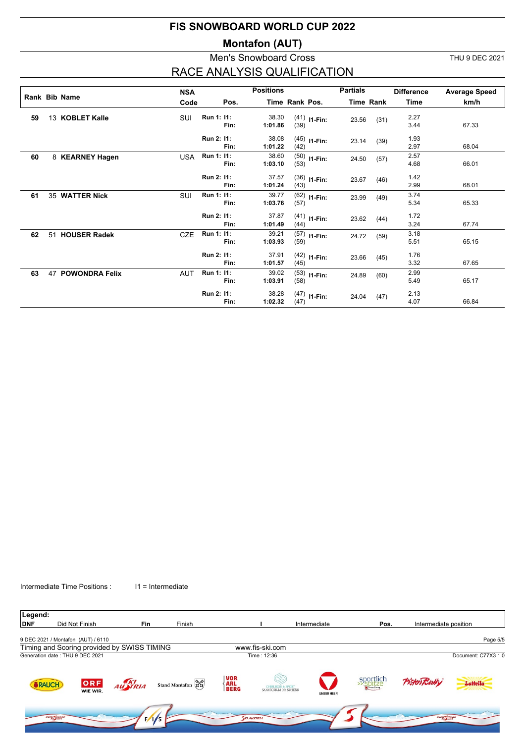# FIS SNOWBOARD WORLD CUP 2022

## Montafon (AUT)

### Men's Snowboard Cross

THU 9 DEC 2021

## RACE ANALYSIS QUALIFICATION

| Rank | Bib | Name | NSA Code | Pos. | | Positions Time | Rank | Pos. | Partials Time | Rank | Difference Time | Average Speed km/h |
|---|---|---|---|---|---|---|---|---|---|---|---|---|
| 59 | 13 | **KOBLET Kalle** | SUI | Run 1: | I1: | 38.30 | (41) | I1-Fin: | 23.56 | (31) | 2.27 | |
| | | | | | Fin: | **1:01.86** | (39) | | | | 3.44 | 67.33 |
| | | | | Run 2: | I1: | 38.08 | (45) | I1-Fin: | 23.14 | (39) | 1.93 | |
| | | | | | Fin: | **1:01.22** | (42) | | | | 2.97 | 68.04 |
| 60 | 8 | **KEARNEY Hagen** | USA | Run 1: | I1: | 38.60 | (50) | I1-Fin: | 24.50 | (57) | 2.57 | |
| | | | | | Fin: | **1:03.10** | (53) | | | | 4.68 | 66.01 |
| | | | | Run 2: | I1: | 37.57 | (36) | I1-Fin: | 23.67 | (46) | 1.42 | |
| | | | | | Fin: | **1:01.24** | (43) | | | | 2.99 | 68.01 |
| 61 | 35 | **WATTER Nick** | SUI | Run 1: | I1: | 39.77 | (62) | I1-Fin: | 23.99 | (49) | 3.74 | |
| | | | | | Fin: | **1:03.76** | (57) | | | | 5.34 | 65.33 |
| | | | | Run 2: | I1: | 37.87 | (41) | I1-Fin: | 23.62 | (44) | 1.72 | |
| | | | | | Fin: | **1:01.49** | (44) | | | | 3.24 | 67.74 |
| 62 | 51 | **HOUSER Radek** | CZE | Run 1: | I1: | 39.21 | (57) | I1-Fin: | 24.72 | (59) | 3.18 | |
| | | | | | Fin: | **1:03.93** | (59) | | | | 5.51 | 65.15 |
| | | | | Run 2: | I1: | 37.91 | (42) | I1-Fin: | 23.66 | (45) | 1.76 | |
| | | | | | Fin: | **1:01.57** | (45) | | | | 3.32 | 67.65 |
| 63 | 47 | **POWONDRA Felix** | AUT | Run 1: | I1: | 39.02 | (53) | I1-Fin: | 24.89 | (60) | 2.99 | |
| | | | | | Fin: | **1:03.91** | (58) | | | | 5.49 | 65.17 |
| | | | | Run 2: | I1: | 38.28 | (47) | I1-Fin: | 24.04 | (47) | 2.13 | |
| | | | | | Fin: | **1:02.32** | (47) | | | | 4.07 | 66.84 |

Intermediate Time Positions : I1 = Intermediate

**Legend:**

| | | | | | | | |
|---|---|---|---|---|---|---|---|
| DNF | Did Not Finish | Fin | Finish | I | Intermediate | Pos. | Intermediate position |

9 DEC 2021 / Montafon (AUT) / 6110

Timing and Scoring provided by SWISS TIMING

www.fis-ski.com

Generation date : THU 9 DEC 2021

Time : 12:36

Document: C77X3 1.0